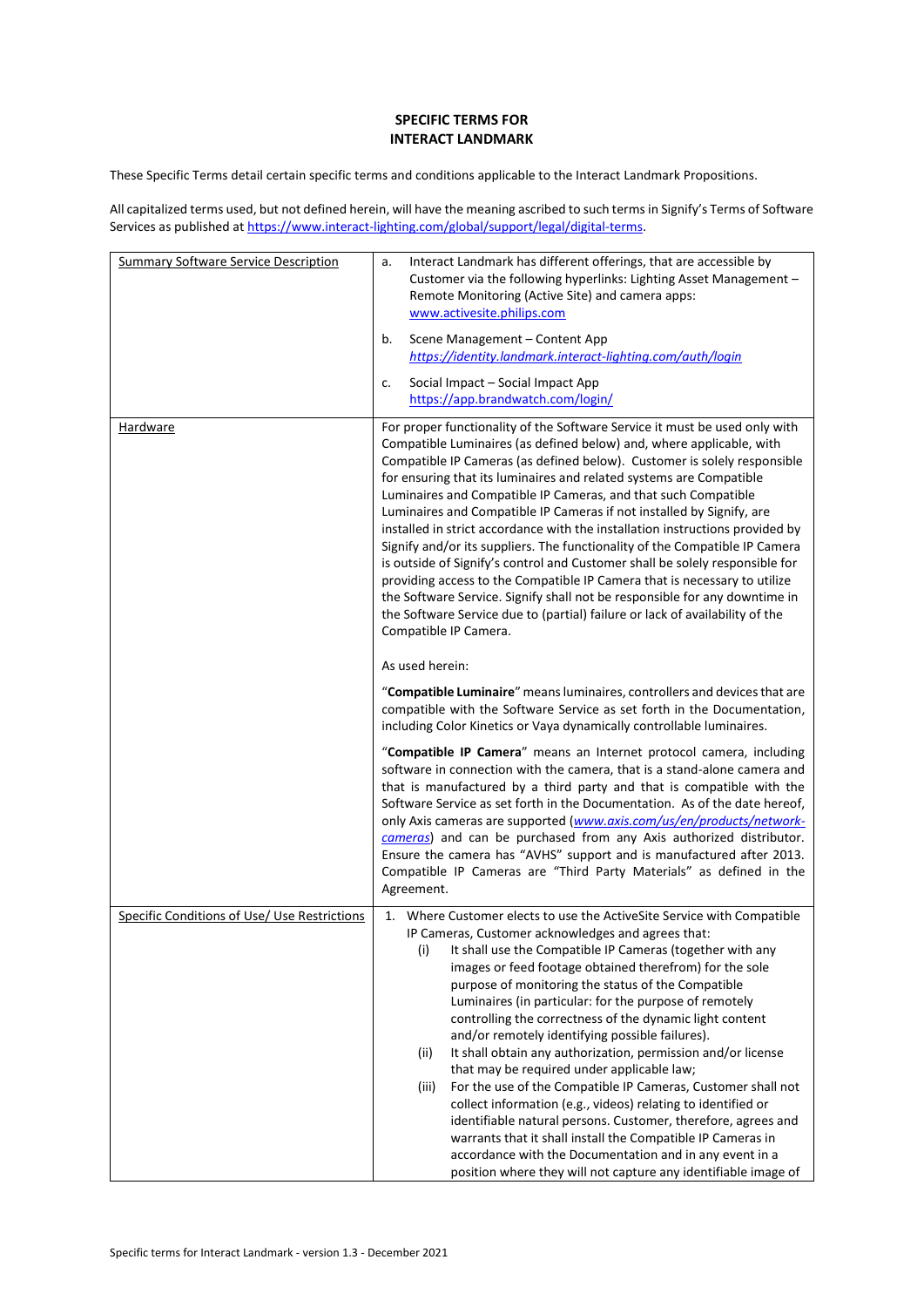# SPECIFIC TERMS FOR INTERACT LANDMARK

These Specific Terms detail certain specific terms and conditions applicable to the Interact Landmark Propositions.

All capitalized terms used, but not defined herein, will have the meaning ascribed to such terms in Signify's Terms of Software Services as published at https://www.interact-lighting.com/global/support/legal/digital-terms.

| | |
|---|---|
| Summary Software Service Description | a. Interact Landmark has different offerings, that are accessible by Customer via the following hyperlinks: Lighting Asset Management – Remote Monitoring (Active Site) and camera apps: www.activesite.philips.com<br><br>b. Scene Management – Content App *https://identity.landmark.interact-lighting.com/auth/login*<br><br>c. Social Impact – Social Impact App https://app.brandwatch.com/login/ |
| Hardware | For proper functionality of the Software Service it must be used only with Compatible Luminaires (as defined below) and, where applicable, with Compatible IP Cameras (as defined below). Customer is solely responsible for ensuring that its luminaires and related systems are Compatible Luminaires and Compatible IP Cameras, and that such Compatible Luminaires and Compatible IP Cameras if not installed by Signify, are installed in strict accordance with the installation instructions provided by Signify and/or its suppliers. The functionality of the Compatible IP Camera is outside of Signify's control and Customer shall be solely responsible for providing access to the Compatible IP Camera that is necessary to utilize the Software Service. Signify shall not be responsible for any downtime in the Software Service due to (partial) failure or lack of availability of the Compatible IP Camera.<br><br>As used herein:<br><br>"**Compatible Luminaire**" means luminaires, controllers and devices that are compatible with the Software Service as set forth in the Documentation, including Color Kinetics or Vaya dynamically controllable luminaires.<br><br>"**Compatible IP Camera**" means an Internet protocol camera, including software in connection with the camera, that is a stand-alone camera and that is manufactured by a third party and that is compatible with the Software Service as set forth in the Documentation. As of the date hereof, only Axis cameras are supported (*www.axis.com/us/en/products/network-cameras*) and can be purchased from any Axis authorized distributor. Ensure the camera has "AVHS" support and is manufactured after 2013. Compatible IP Cameras are "Third Party Materials" as defined in the Agreement. |
| Specific Conditions of Use/ Use Restrictions | 1. Where Customer elects to use the ActiveSite Service with Compatible IP Cameras, Customer acknowledges and agrees that:<br>(i) It shall use the Compatible IP Cameras (together with any images or feed footage obtained therefrom) for the sole purpose of monitoring the status of the Compatible Luminaires (in particular: for the purpose of remotely controlling the correctness of the dynamic light content and/or remotely identifying possible failures).<br>(ii) It shall obtain any authorization, permission and/or license that may be required under applicable law;<br>(iii) For the use of the Compatible IP Cameras, Customer shall not collect information (e.g., videos) relating to identified or identifiable natural persons. Customer, therefore, agrees and warrants that it shall install the Compatible IP Cameras in accordance with the Documentation and in any event in a position where they will not capture any identifiable image of |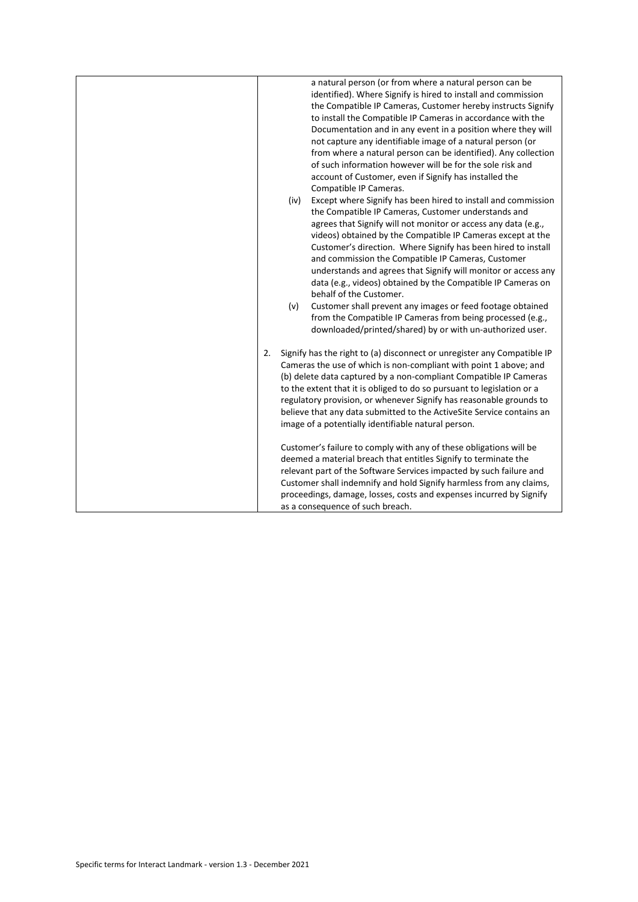| | |
|---|---|
| | a natural person (or from where a natural person can be identified). Where Signify is hired to install and commission the Compatible IP Cameras, Customer hereby instructs Signify to install the Compatible IP Cameras in accordance with the Documentation and in any event in a position where they will not capture any identifiable image of a natural person (or from where a natural person can be identified). Any collection of such information however will be for the sole risk and account of Customer, even if Signify has installed the Compatible IP Cameras.<br>(iv) Except where Signify has been hired to install and commission the Compatible IP Cameras, Customer understands and agrees that Signify will not monitor or access any data (e.g., videos) obtained by the Compatible IP Cameras except at the Customer's direction. Where Signify has been hired to install and commission the Compatible IP Cameras, Customer understands and agrees that Signify will monitor or access any data (e.g., videos) obtained by the Compatible IP Cameras on behalf of the Customer.<br>(v) Customer shall prevent any images or feed footage obtained from the Compatible IP Cameras from being processed (e.g., downloaded/printed/shared) by or with un-authorized user.<br><br>2. Signify has the right to (a) disconnect or unregister any Compatible IP Cameras the use of which is non-compliant with point 1 above; and (b) delete data captured by a non-compliant Compatible IP Cameras to the extent that it is obliged to do so pursuant to legislation or a regulatory provision, or whenever Signify has reasonable grounds to believe that any data submitted to the ActiveSite Service contains an image of a potentially identifiable natural person.<br><br>Customer's failure to comply with any of these obligations will be deemed a material breach that entitles Signify to terminate the relevant part of the Software Services impacted by such failure and Customer shall indemnify and hold Signify harmless from any claims, proceedings, damage, losses, costs and expenses incurred by Signify as a consequence of such breach. |